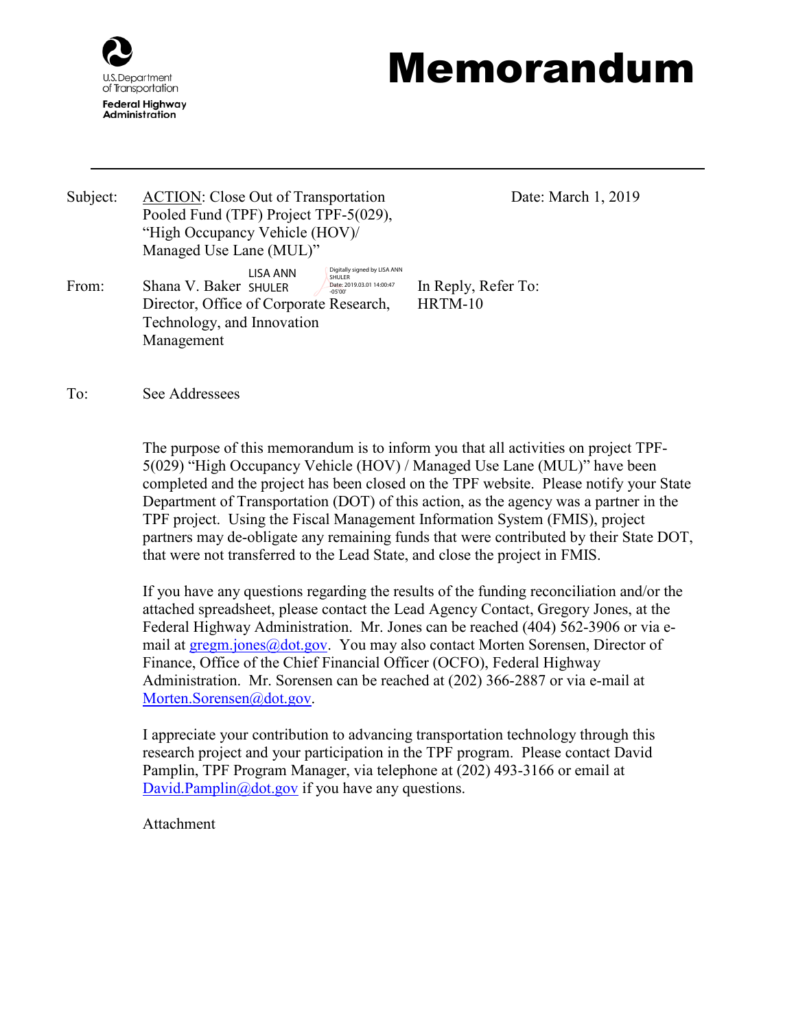U.S. Department of Transportation
**Federal Highway Administration**

# Memorandum

---

Subject: <u>ACTION</u>: Close Out of Transportation Pooled Fund (TPF) Project TPF-5(029), "High Occupancy Vehicle (HOV)/ Managed Use Lane (MUL)"

Date: March 1, 2019

From: Shana V. Baker
Director, Office of Corporate Research, Technology, and Innovation Management

LISA ANN SHULER — Digitally signed by LISA ANN SHULER Date: 2019.03.01 14:00:47 -05'00'

In Reply, Refer To: HRTM-10

To: See Addressees

The purpose of this memorandum is to inform you that all activities on project TPF-5(029) "High Occupancy Vehicle (HOV) / Managed Use Lane (MUL)" have been completed and the project has been closed on the TPF website. Please notify your State Department of Transportation (DOT) of this action, as the agency was a partner in the TPF project. Using the Fiscal Management Information System (FMIS), project partners may de-obligate any remaining funds that were contributed by their State DOT, that were not transferred to the Lead State, and close the project in FMIS.

If you have any questions regarding the results of the funding reconciliation and/or the attached spreadsheet, please contact the Lead Agency Contact, Gregory Jones, at the Federal Highway Administration. Mr. Jones can be reached (404) 562-3906 or via e-mail at gregm.jones@dot.gov. You may also contact Morten Sorensen, Director of Finance, Office of the Chief Financial Officer (OCFO), Federal Highway Administration. Mr. Sorensen can be reached at (202) 366-2887 or via e-mail at Morten.Sorensen@dot.gov.

I appreciate your contribution to advancing transportation technology through this research project and your participation in the TPF program. Please contact David Pamplin, TPF Program Manager, via telephone at (202) 493-3166 or email at David.Pamplin@dot.gov if you have any questions.

Attachment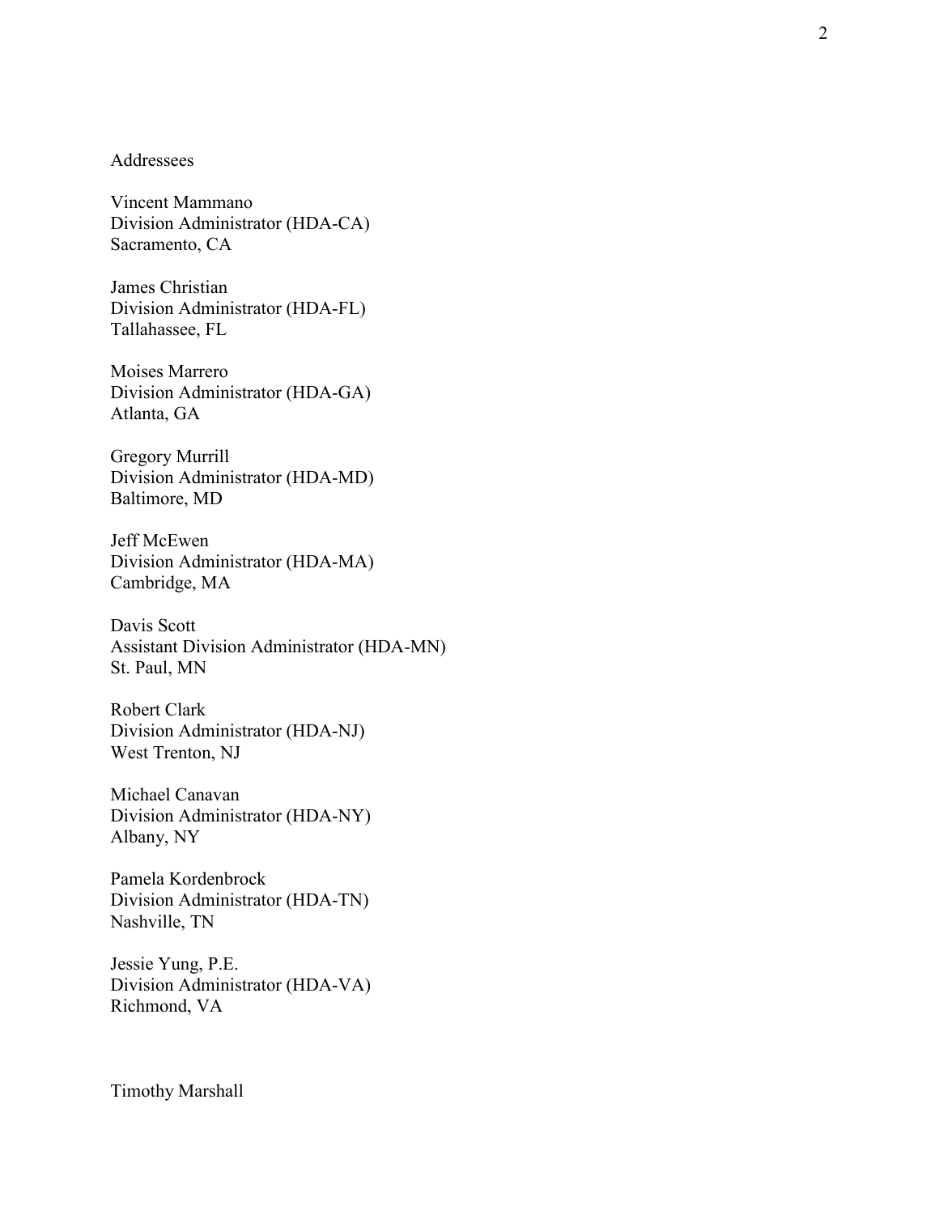Addressees

Vincent Mammano
Division Administrator (HDA-CA)
Sacramento, CA

James Christian
Division Administrator (HDA-FL)
Tallahassee, FL

Moises Marrero
Division Administrator (HDA-GA)
Atlanta, GA

Gregory Murrill
Division Administrator (HDA-MD)
Baltimore, MD

Jeff McEwen
Division Administrator (HDA-MA)
Cambridge, MA

Davis Scott
Assistant Division Administrator (HDA-MN)
St. Paul, MN

Robert Clark
Division Administrator (HDA-NJ)
West Trenton, NJ

Michael Canavan
Division Administrator (HDA-NY)
Albany, NY

Pamela Kordenbrock
Division Administrator (HDA-TN)
Nashville, TN

Jessie Yung, P.E.
Division Administrator (HDA-VA)
Richmond, VA

Timothy Marshall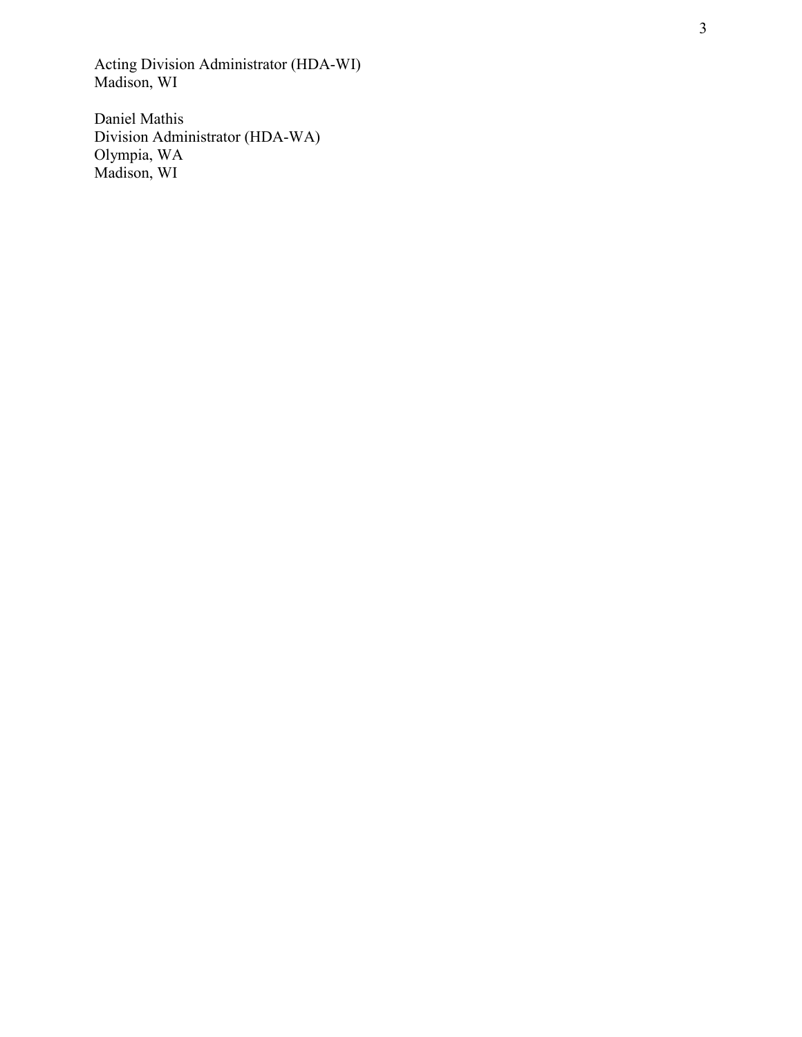Acting Division Administrator (HDA-WI)
Madison, WI

Daniel Mathis
Division Administrator (HDA-WA)
Olympia, WA
Madison, WI